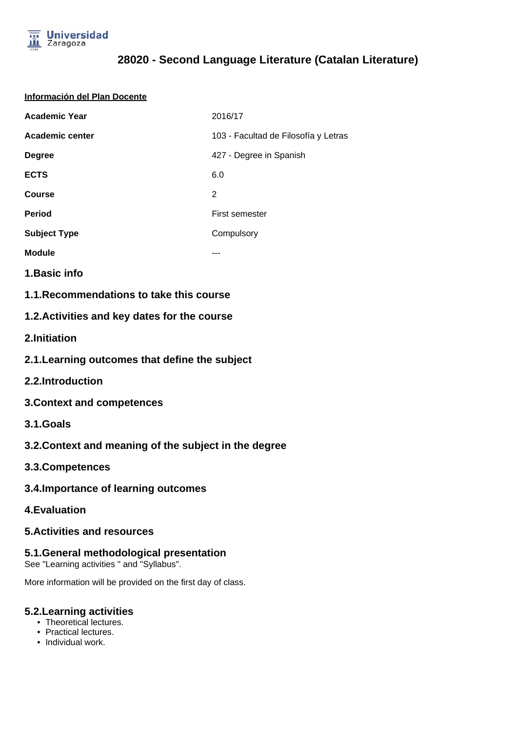# 28020 - Second Language Literature (Catalan Literature)

**Información del Plan Docente**

| | |
|---|---|
| **Academic Year** | 2016/17 |
| **Academic center** | 103 - Facultad de Filosofía y Letras |
| **Degree** | 427 - Degree in Spanish |
| **ECTS** | 6.0 |
| **Course** | 2 |
| **Period** | First semester |
| **Subject Type** | Compulsory |
| **Module** | --- |

## 1.Basic info

### 1.1.Recommendations to take this course

### 1.2.Activities and key dates for the course

## 2.Initiation

### 2.1.Learning outcomes that define the subject

### 2.2.Introduction

## 3.Context and competences

### 3.1.Goals

### 3.2.Context and meaning of the subject in the degree

### 3.3.Competences

### 3.4.Importance of learning outcomes

## 4.Evaluation

## 5.Activities and resources

### 5.1.General methodological presentation

See "Learning activities " and "Syllabus".

More information will be provided on the first day of class.

### 5.2.Learning activities

- Theoretical lectures.
- Practical lectures.
- Individual work.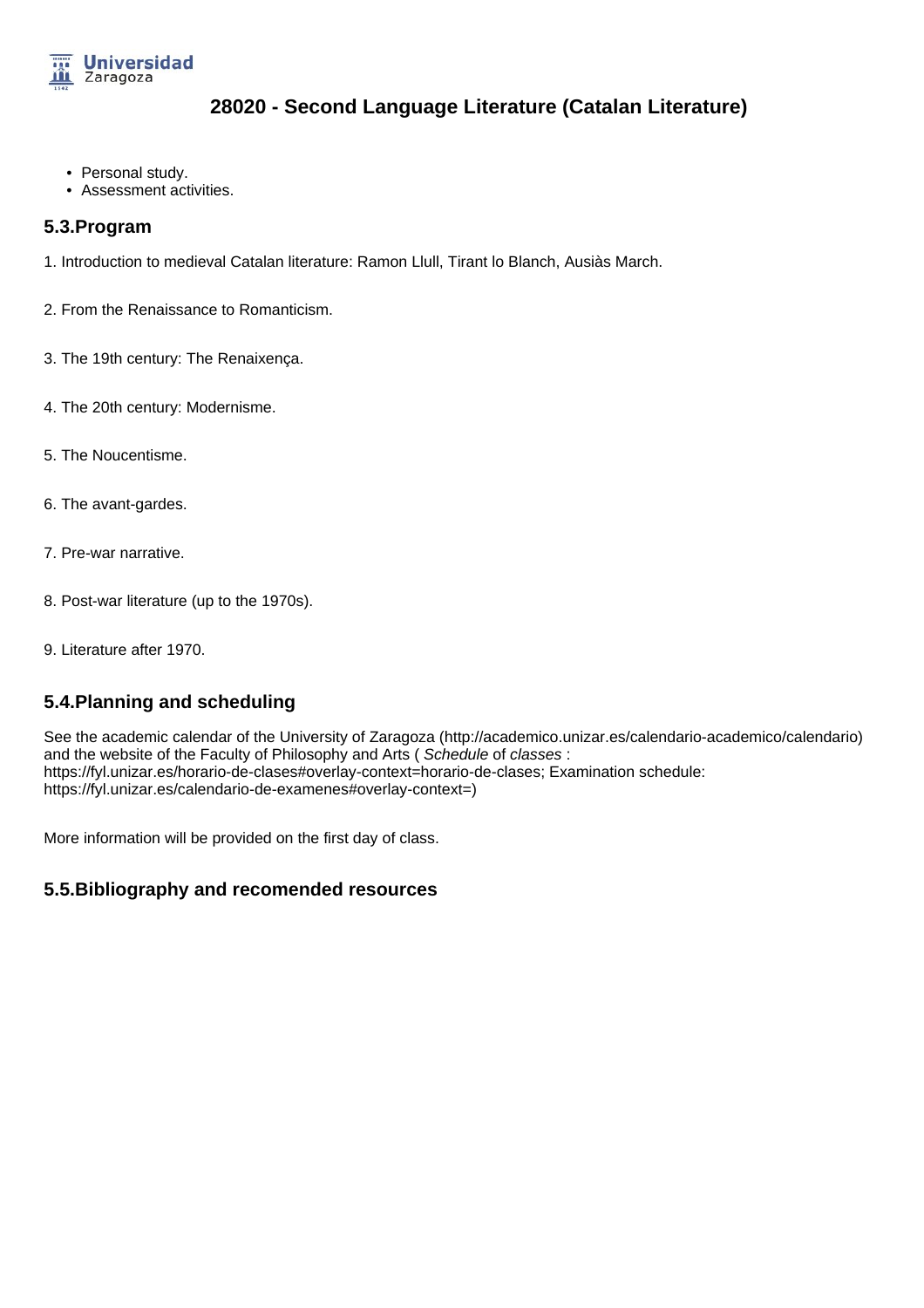- Personal study.
- Assessment activities.

## 5.3.Program

1. Introduction to medieval Catalan literature: Ramon Llull, Tirant lo Blanch, Ausiàs March.

2. From the Renaissance to Romanticism.

3. The 19th century: The Renaixença.

4. The 20th century: Modernisme.

5. The Noucentisme.

6. The avant-gardes.

7. Pre-war narrative.

8. Post-war literature (up to the 1970s).

9. Literature after 1970.

## 5.4.Planning and scheduling

See the academic calendar of the University of Zaragoza (http://academico.unizar.es/calendario-academico/calendario) and the website of the Faculty of Philosophy and Arts ( *Schedule* of *classes* : https://fyl.unizar.es/horario-de-clases#overlay-context=horario-de-clases; Examination schedule: https://fyl.unizar.es/calendario-de-examenes#overlay-context=)

More information will be provided on the first day of class.

## 5.5.Bibliography and recomended resources